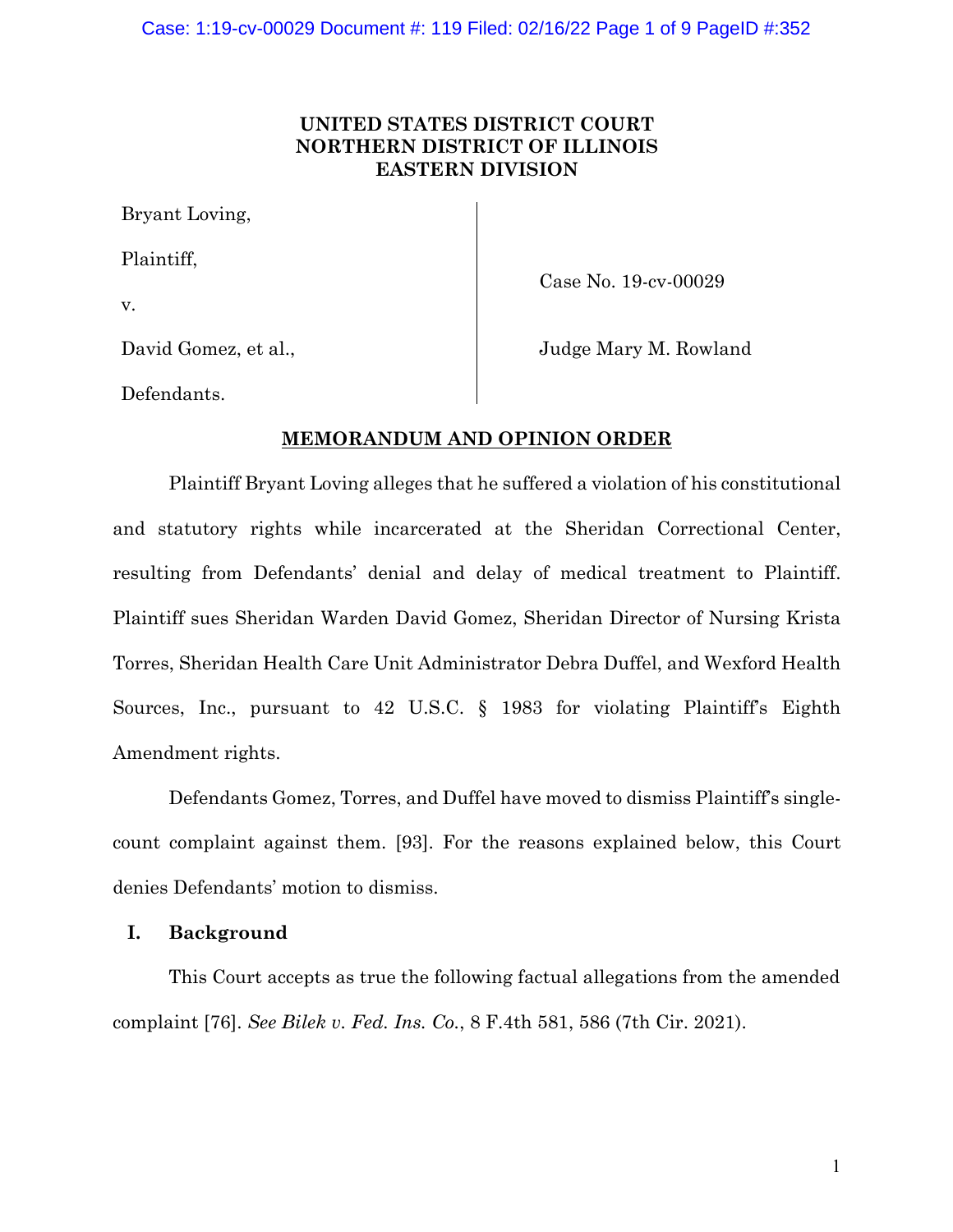**UNITED STATES DISTRICT COURT**
**NORTHERN DISTRICT OF ILLINOIS**
**EASTERN DIVISION**

| | |
|---|---|
| Bryant Loving,<br><br>Plaintiff,<br><br>v.<br><br>David Gomez, et al.,<br><br>Defendants. | Case No. 19-cv-00029<br><br>Judge Mary M. Rowland |

**MEMORANDUM AND OPINION ORDER**

Plaintiff Bryant Loving alleges that he suffered a violation of his constitutional and statutory rights while incarcerated at the Sheridan Correctional Center, resulting from Defendants' denial and delay of medical treatment to Plaintiff. Plaintiff sues Sheridan Warden David Gomez, Sheridan Director of Nursing Krista Torres, Sheridan Health Care Unit Administrator Debra Duffel, and Wexford Health Sources, Inc., pursuant to 42 U.S.C. § 1983 for violating Plaintiff's Eighth Amendment rights.

Defendants Gomez, Torres, and Duffel have moved to dismiss Plaintiff's single-count complaint against them. [93]. For the reasons explained below, this Court denies Defendants' motion to dismiss.

## I. Background

This Court accepts as true the following factual allegations from the amended complaint [76]. *See Bilek v. Fed. Ins. Co.*, 8 F.4th 581, 586 (7th Cir. 2021).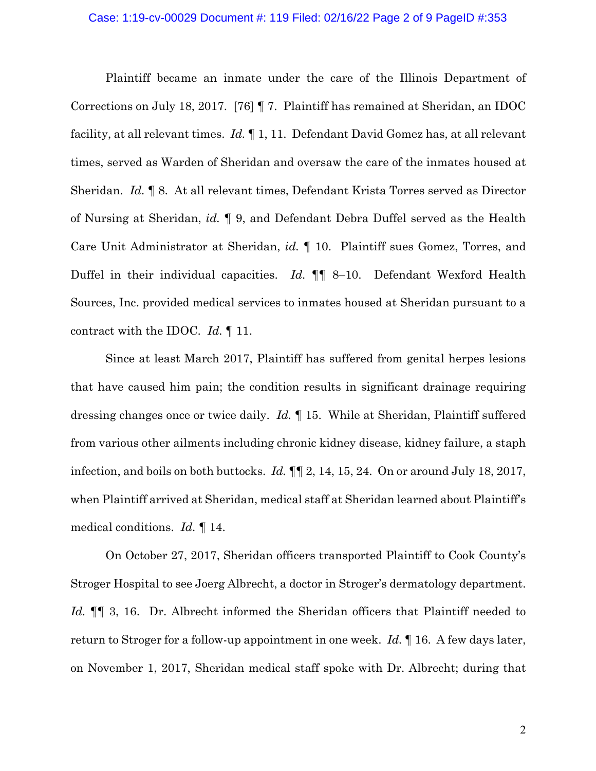Plaintiff became an inmate under the care of the Illinois Department of Corrections on July 18, 2017. [76] ¶ 7. Plaintiff has remained at Sheridan, an IDOC facility, at all relevant times. *Id.* ¶ 1, 11. Defendant David Gomez has, at all relevant times, served as Warden of Sheridan and oversaw the care of the inmates housed at Sheridan. *Id.* ¶ 8. At all relevant times, Defendant Krista Torres served as Director of Nursing at Sheridan, *id.* ¶ 9, and Defendant Debra Duffel served as the Health Care Unit Administrator at Sheridan, *id.* ¶ 10. Plaintiff sues Gomez, Torres, and Duffel in their individual capacities. *Id.* ¶¶ 8–10. Defendant Wexford Health Sources, Inc. provided medical services to inmates housed at Sheridan pursuant to a contract with the IDOC. *Id.* ¶ 11.

Since at least March 2017, Plaintiff has suffered from genital herpes lesions that have caused him pain; the condition results in significant drainage requiring dressing changes once or twice daily. *Id.* ¶ 15. While at Sheridan, Plaintiff suffered from various other ailments including chronic kidney disease, kidney failure, a staph infection, and boils on both buttocks. *Id.* ¶¶ 2, 14, 15, 24. On or around July 18, 2017, when Plaintiff arrived at Sheridan, medical staff at Sheridan learned about Plaintiff's medical conditions. *Id.* ¶ 14.

On October 27, 2017, Sheridan officers transported Plaintiff to Cook County's Stroger Hospital to see Joerg Albrecht, a doctor in Stroger's dermatology department. *Id.* ¶¶ 3, 16. Dr. Albrecht informed the Sheridan officers that Plaintiff needed to return to Stroger for a follow-up appointment in one week. *Id.* ¶ 16. A few days later, on November 1, 2017, Sheridan medical staff spoke with Dr. Albrecht; during that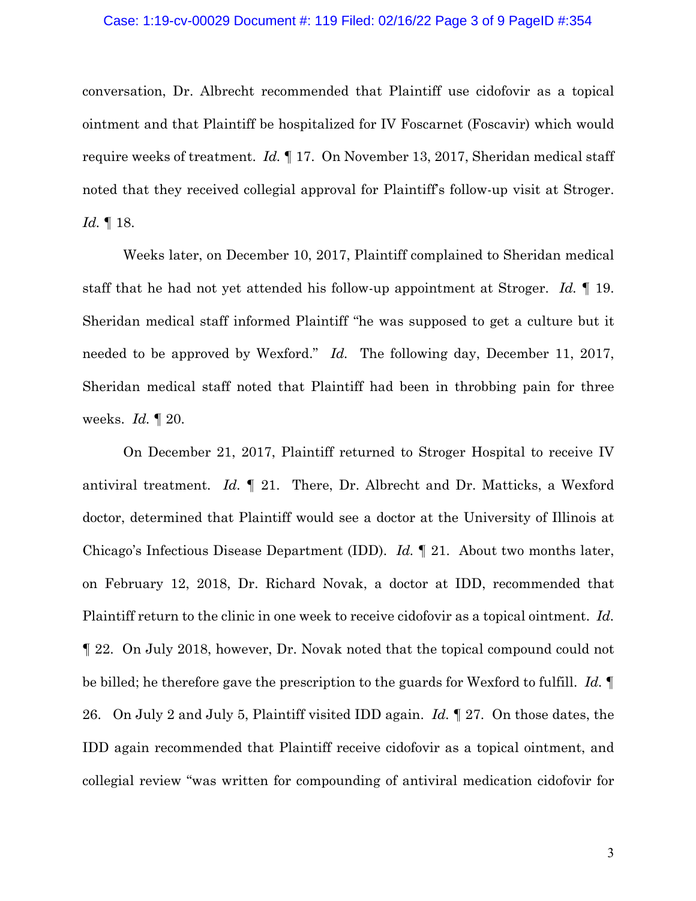conversation, Dr. Albrecht recommended that Plaintiff use cidofovir as a topical ointment and that Plaintiff be hospitalized for IV Foscarnet (Foscavir) which would require weeks of treatment. *Id.* ¶ 17. On November 13, 2017, Sheridan medical staff noted that they received collegial approval for Plaintiff's follow-up visit at Stroger. *Id.* ¶ 18.

Weeks later, on December 10, 2017, Plaintiff complained to Sheridan medical staff that he had not yet attended his follow-up appointment at Stroger. *Id.* ¶ 19. Sheridan medical staff informed Plaintiff "he was supposed to get a culture but it needed to be approved by Wexford." *Id.* The following day, December 11, 2017, Sheridan medical staff noted that Plaintiff had been in throbbing pain for three weeks. *Id.* ¶ 20.

On December 21, 2017, Plaintiff returned to Stroger Hospital to receive IV antiviral treatment. *Id.* ¶ 21. There, Dr. Albrecht and Dr. Matticks, a Wexford doctor, determined that Plaintiff would see a doctor at the University of Illinois at Chicago's Infectious Disease Department (IDD). *Id.* ¶ 21. About two months later, on February 12, 2018, Dr. Richard Novak, a doctor at IDD, recommended that Plaintiff return to the clinic in one week to receive cidofovir as a topical ointment. *Id.* ¶ 22. On July 2018, however, Dr. Novak noted that the topical compound could not be billed; he therefore gave the prescription to the guards for Wexford to fulfill. *Id.* ¶ 26. On July 2 and July 5, Plaintiff visited IDD again. *Id.* ¶ 27. On those dates, the IDD again recommended that Plaintiff receive cidofovir as a topical ointment, and collegial review "was written for compounding of antiviral medication cidofovir for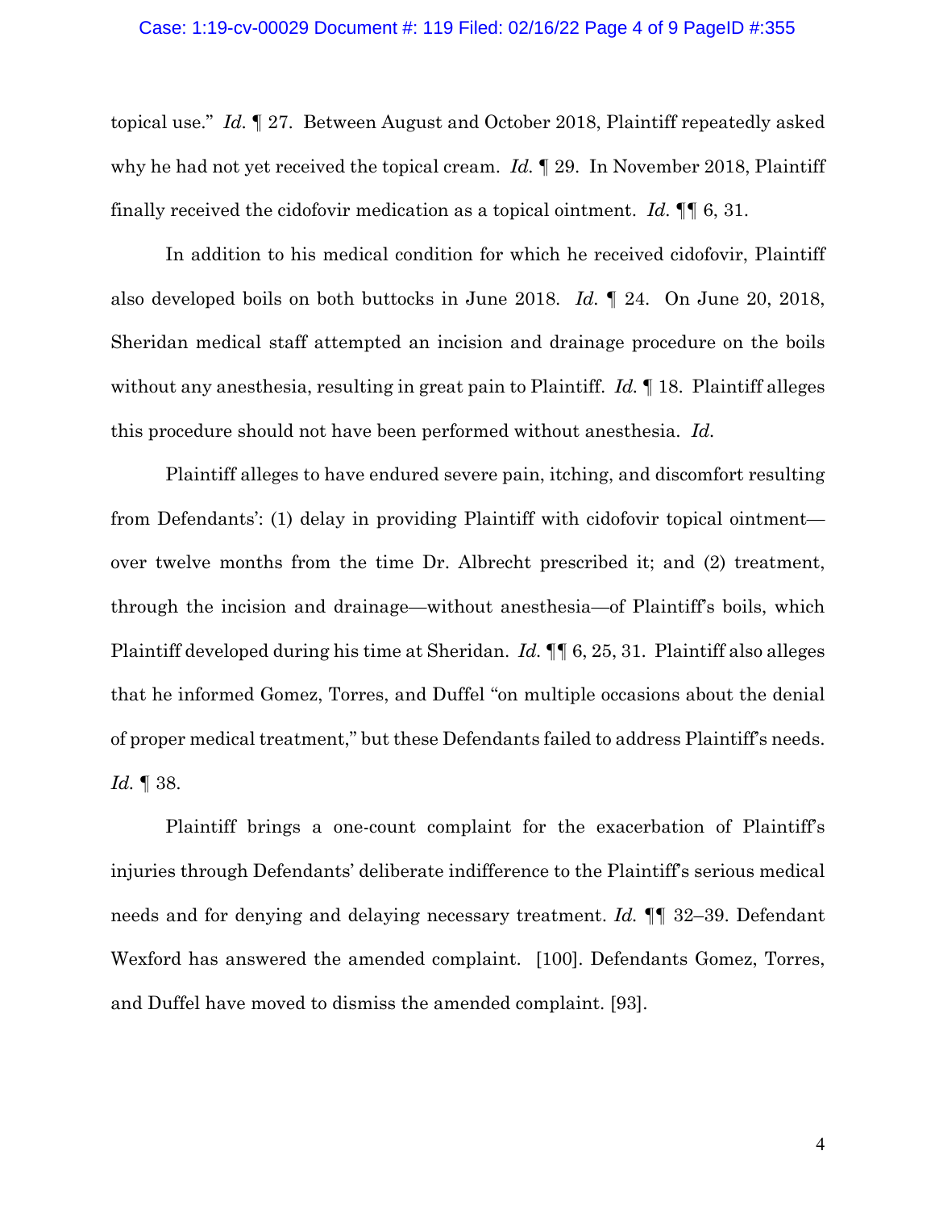topical use." *Id.* ¶ 27. Between August and October 2018, Plaintiff repeatedly asked why he had not yet received the topical cream. *Id.* ¶ 29. In November 2018, Plaintiff finally received the cidofovir medication as a topical ointment. *Id.* ¶¶ 6, 31.

In addition to his medical condition for which he received cidofovir, Plaintiff also developed boils on both buttocks in June 2018. *Id.* ¶ 24. On June 20, 2018, Sheridan medical staff attempted an incision and drainage procedure on the boils without any anesthesia, resulting in great pain to Plaintiff. *Id.* ¶ 18. Plaintiff alleges this procedure should not have been performed without anesthesia. *Id.*

Plaintiff alleges to have endured severe pain, itching, and discomfort resulting from Defendants': (1) delay in providing Plaintiff with cidofovir topical ointment—over twelve months from the time Dr. Albrecht prescribed it; and (2) treatment, through the incision and drainage—without anesthesia—of Plaintiff's boils, which Plaintiff developed during his time at Sheridan. *Id.* ¶¶ 6, 25, 31. Plaintiff also alleges that he informed Gomez, Torres, and Duffel "on multiple occasions about the denial of proper medical treatment," but these Defendants failed to address Plaintiff's needs. *Id.* ¶ 38.

Plaintiff brings a one-count complaint for the exacerbation of Plaintiff's injuries through Defendants' deliberate indifference to the Plaintiff's serious medical needs and for denying and delaying necessary treatment. *Id.* ¶¶ 32–39. Defendant Wexford has answered the amended complaint. [100]. Defendants Gomez, Torres, and Duffel have moved to dismiss the amended complaint. [93].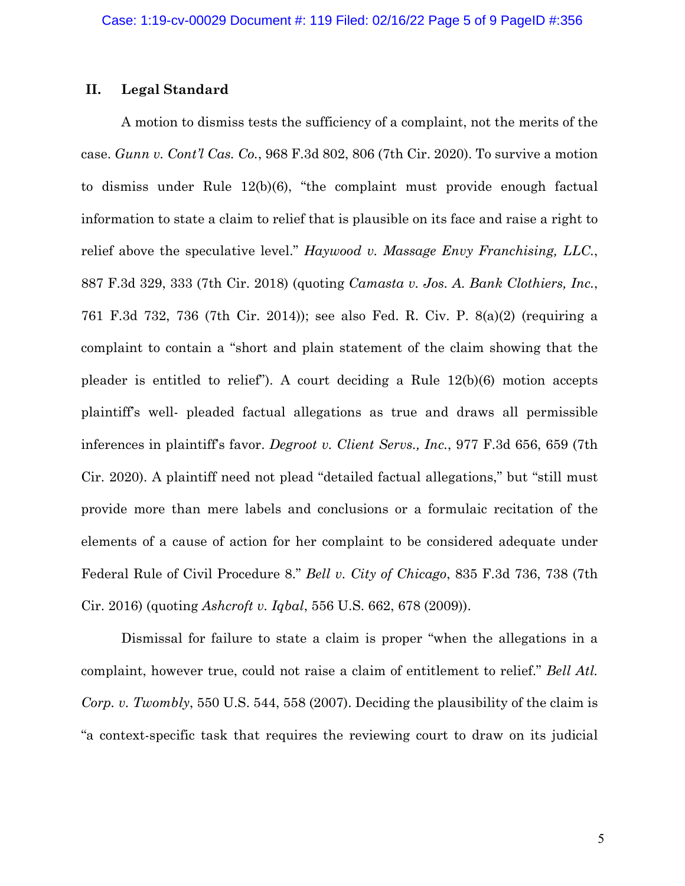## II. Legal Standard

A motion to dismiss tests the sufficiency of a complaint, not the merits of the case. *Gunn v. Cont'l Cas. Co.*, 968 F.3d 802, 806 (7th Cir. 2020). To survive a motion to dismiss under Rule 12(b)(6), "the complaint must provide enough factual information to state a claim to relief that is plausible on its face and raise a right to relief above the speculative level." *Haywood v. Massage Envy Franchising, LLC.*, 887 F.3d 329, 333 (7th Cir. 2018) (quoting *Camasta v. Jos. A. Bank Clothiers, Inc.*, 761 F.3d 732, 736 (7th Cir. 2014)); see also Fed. R. Civ. P. 8(a)(2) (requiring a complaint to contain a "short and plain statement of the claim showing that the pleader is entitled to relief"). A court deciding a Rule 12(b)(6) motion accepts plaintiff's well- pleaded factual allegations as true and draws all permissible inferences in plaintiff's favor. *Degroot v. Client Servs., Inc.*, 977 F.3d 656, 659 (7th Cir. 2020). A plaintiff need not plead "detailed factual allegations," but "still must provide more than mere labels and conclusions or a formulaic recitation of the elements of a cause of action for her complaint to be considered adequate under Federal Rule of Civil Procedure 8." *Bell v. City of Chicago*, 835 F.3d 736, 738 (7th Cir. 2016) (quoting *Ashcroft v. Iqbal*, 556 U.S. 662, 678 (2009)).

Dismissal for failure to state a claim is proper "when the allegations in a complaint, however true, could not raise a claim of entitlement to relief." *Bell Atl. Corp. v. Twombly*, 550 U.S. 544, 558 (2007). Deciding the plausibility of the claim is "a context-specific task that requires the reviewing court to draw on its judicial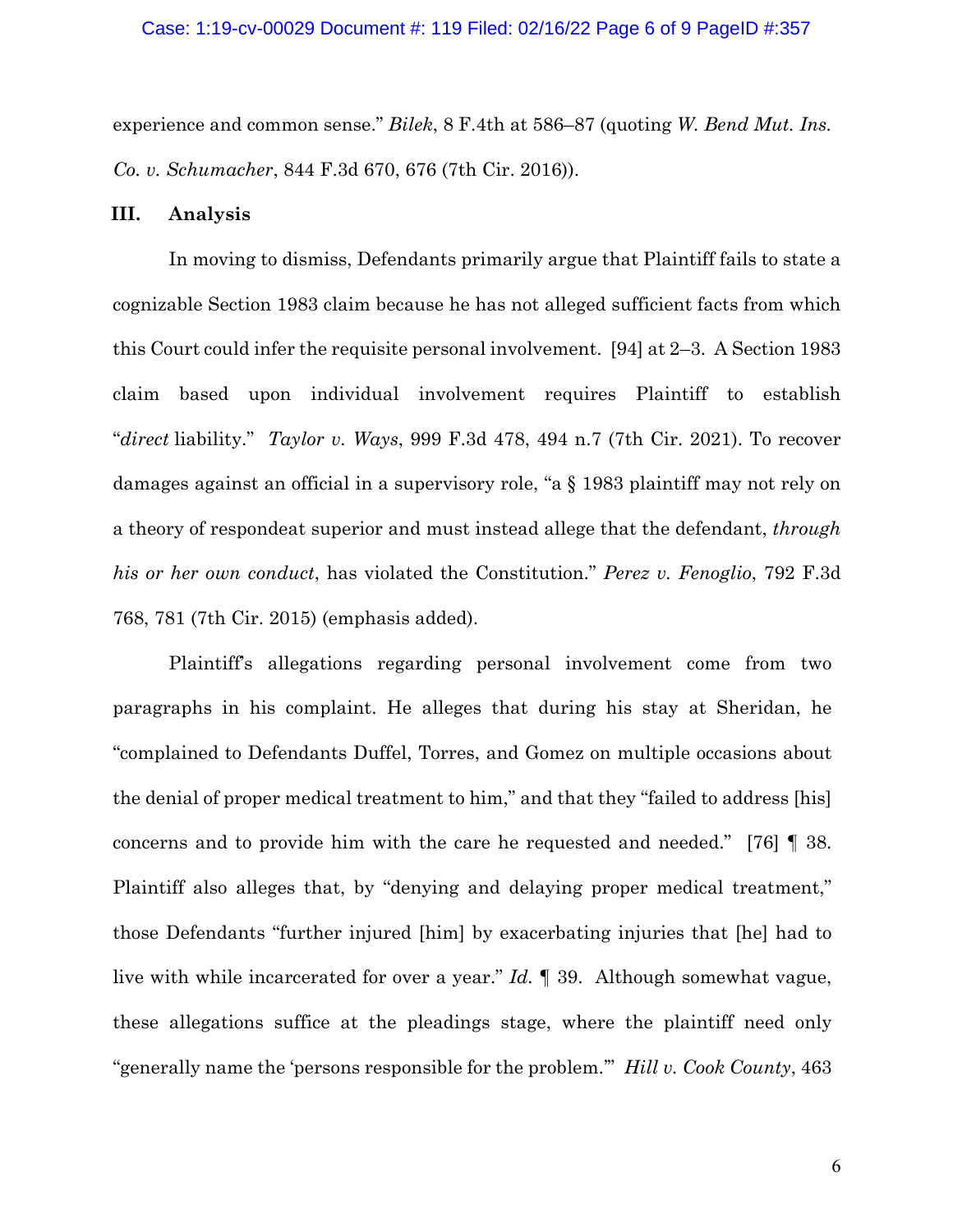experience and common sense." *Bilek*, 8 F.4th at 586–87 (quoting *W. Bend Mut. Ins. Co. v. Schumacher*, 844 F.3d 670, 676 (7th Cir. 2016)).

## III. Analysis

In moving to dismiss, Defendants primarily argue that Plaintiff fails to state a cognizable Section 1983 claim because he has not alleged sufficient facts from which this Court could infer the requisite personal involvement. [94] at 2–3. A Section 1983 claim based upon individual involvement requires Plaintiff to establish "*direct* liability." *Taylor v. Ways*, 999 F.3d 478, 494 n.7 (7th Cir. 2021). To recover damages against an official in a supervisory role, "a § 1983 plaintiff may not rely on a theory of respondeat superior and must instead allege that the defendant, *through his or her own conduct*, has violated the Constitution." *Perez v. Fenoglio*, 792 F.3d 768, 781 (7th Cir. 2015) (emphasis added).

Plaintiff's allegations regarding personal involvement come from two paragraphs in his complaint. He alleges that during his stay at Sheridan, he "complained to Defendants Duffel, Torres, and Gomez on multiple occasions about the denial of proper medical treatment to him," and that they "failed to address [his] concerns and to provide him with the care he requested and needed." [76] ¶ 38. Plaintiff also alleges that, by "denying and delaying proper medical treatment," those Defendants "further injured [him] by exacerbating injuries that [he] had to live with while incarcerated for over a year." *Id.* ¶ 39. Although somewhat vague, these allegations suffice at the pleadings stage, where the plaintiff need only "generally name the 'persons responsible for the problem.'" *Hill v. Cook County*, 463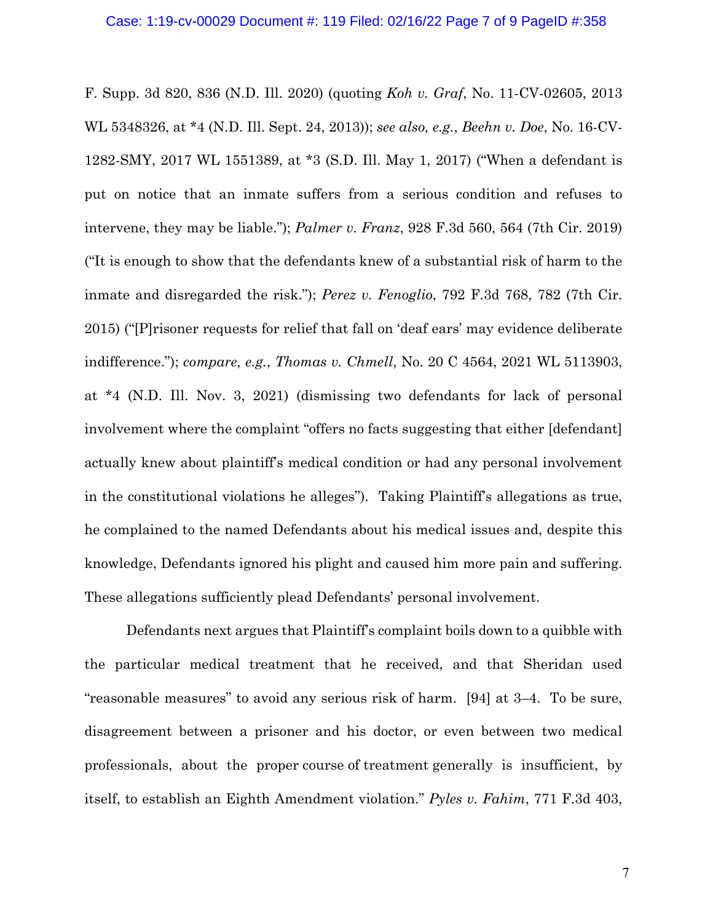F. Supp. 3d 820, 836 (N.D. Ill. 2020) (quoting *Koh v. Graf*, No. 11-CV-02605, 2013 WL 5348326, at *4 (N.D. Ill. Sept. 24, 2013)); *see also, e.g.*, *Beehn v. Doe*, No. 16-CV-1282-SMY, 2017 WL 1551389, at *3 (S.D. Ill. May 1, 2017) ("When a defendant is put on notice that an inmate suffers from a serious condition and refuses to intervene, they may be liable."); *Palmer v. Franz*, 928 F.3d 560, 564 (7th Cir. 2019) ("It is enough to show that the defendants knew of a substantial risk of harm to the inmate and disregarded the risk."); *Perez v. Fenoglio*, 792 F.3d 768, 782 (7th Cir. 2015) ("[P]risoner requests for relief that fall on 'deaf ears' may evidence deliberate indifference."); *compare, e.g.*, *Thomas v. Chmell*, No. 20 C 4564, 2021 WL 5113903, at *4 (N.D. Ill. Nov. 3, 2021) (dismissing two defendants for lack of personal involvement where the complaint "offers no facts suggesting that either [defendant] actually knew about plaintiff's medical condition or had any personal involvement in the constitutional violations he alleges"). Taking Plaintiff's allegations as true, he complained to the named Defendants about his medical issues and, despite this knowledge, Defendants ignored his plight and caused him more pain and suffering. These allegations sufficiently plead Defendants' personal involvement.

Defendants next argues that Plaintiff's complaint boils down to a quibble with the particular medical treatment that he received, and that Sheridan used "reasonable measures" to avoid any serious risk of harm. [94] at 3–4. To be sure, disagreement between a prisoner and his doctor, or even between two medical professionals, about the proper course of treatment generally is insufficient, by itself, to establish an Eighth Amendment violation." *Pyles v. Fahim*, 771 F.3d 403,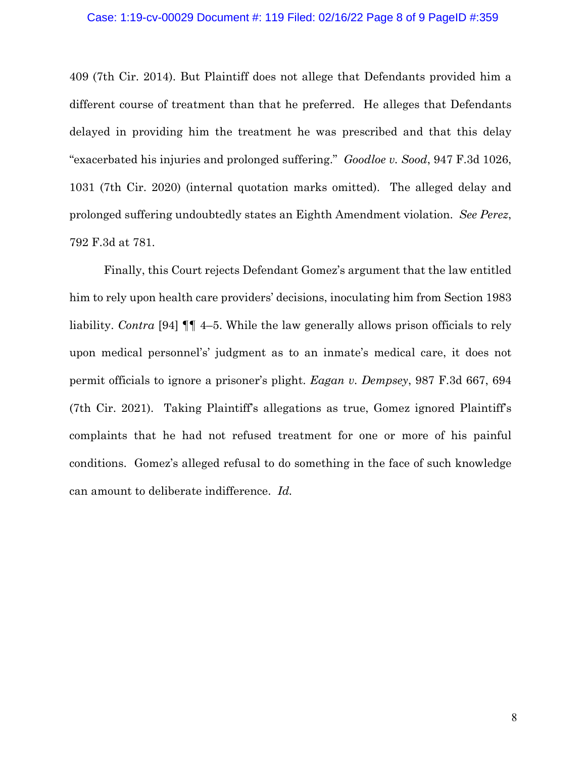409 (7th Cir. 2014). But Plaintiff does not allege that Defendants provided him a different course of treatment than that he preferred. He alleges that Defendants delayed in providing him the treatment he was prescribed and that this delay "exacerbated his injuries and prolonged suffering." *Goodloe v. Sood*, 947 F.3d 1026, 1031 (7th Cir. 2020) (internal quotation marks omitted). The alleged delay and prolonged suffering undoubtedly states an Eighth Amendment violation. *See Perez*, 792 F.3d at 781.

Finally, this Court rejects Defendant Gomez's argument that the law entitled him to rely upon health care providers' decisions, inoculating him from Section 1983 liability. *Contra* [94] ¶¶ 4–5. While the law generally allows prison officials to rely upon medical personnel's' judgment as to an inmate's medical care, it does not permit officials to ignore a prisoner's plight. *Eagan v. Dempsey*, 987 F.3d 667, 694 (7th Cir. 2021). Taking Plaintiff's allegations as true, Gomez ignored Plaintiff's complaints that he had not refused treatment for one or more of his painful conditions. Gomez's alleged refusal to do something in the face of such knowledge can amount to deliberate indifference. *Id.*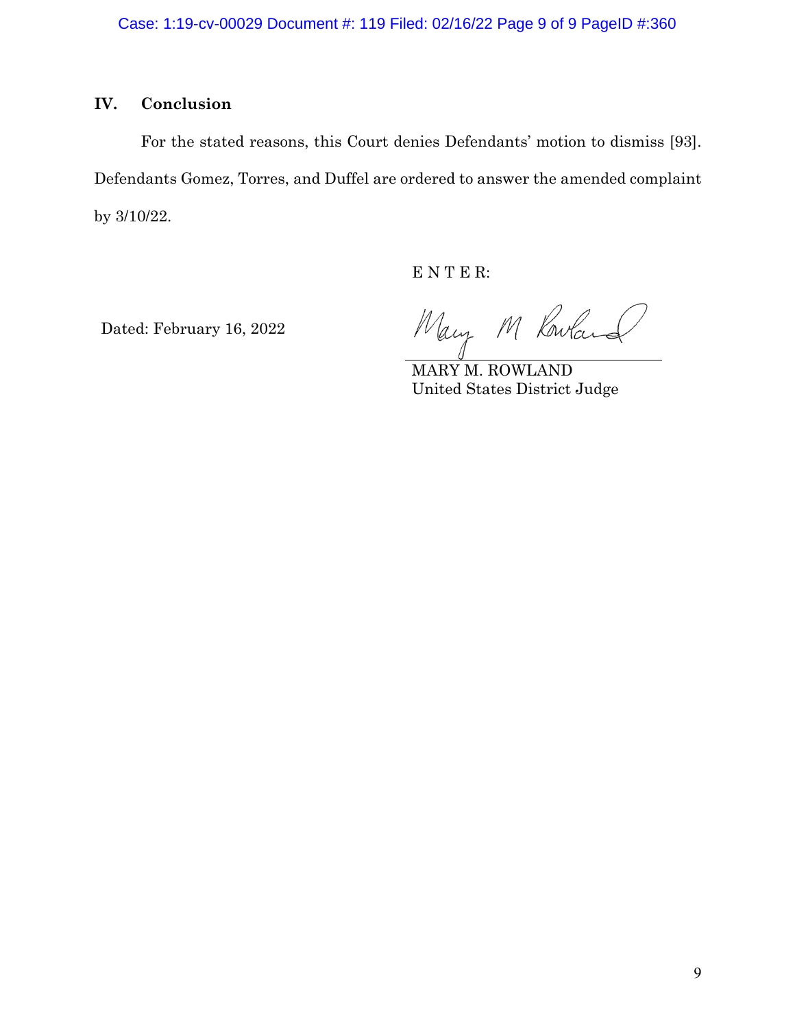## IV. Conclusion

For the stated reasons, this Court denies Defendants' motion to dismiss [93]. Defendants Gomez, Torres, and Duffel are ordered to answer the amended complaint by 3/10/22.

E N T E R:

Dated: February 16, 2022

MARY M. ROWLAND
United States District Judge